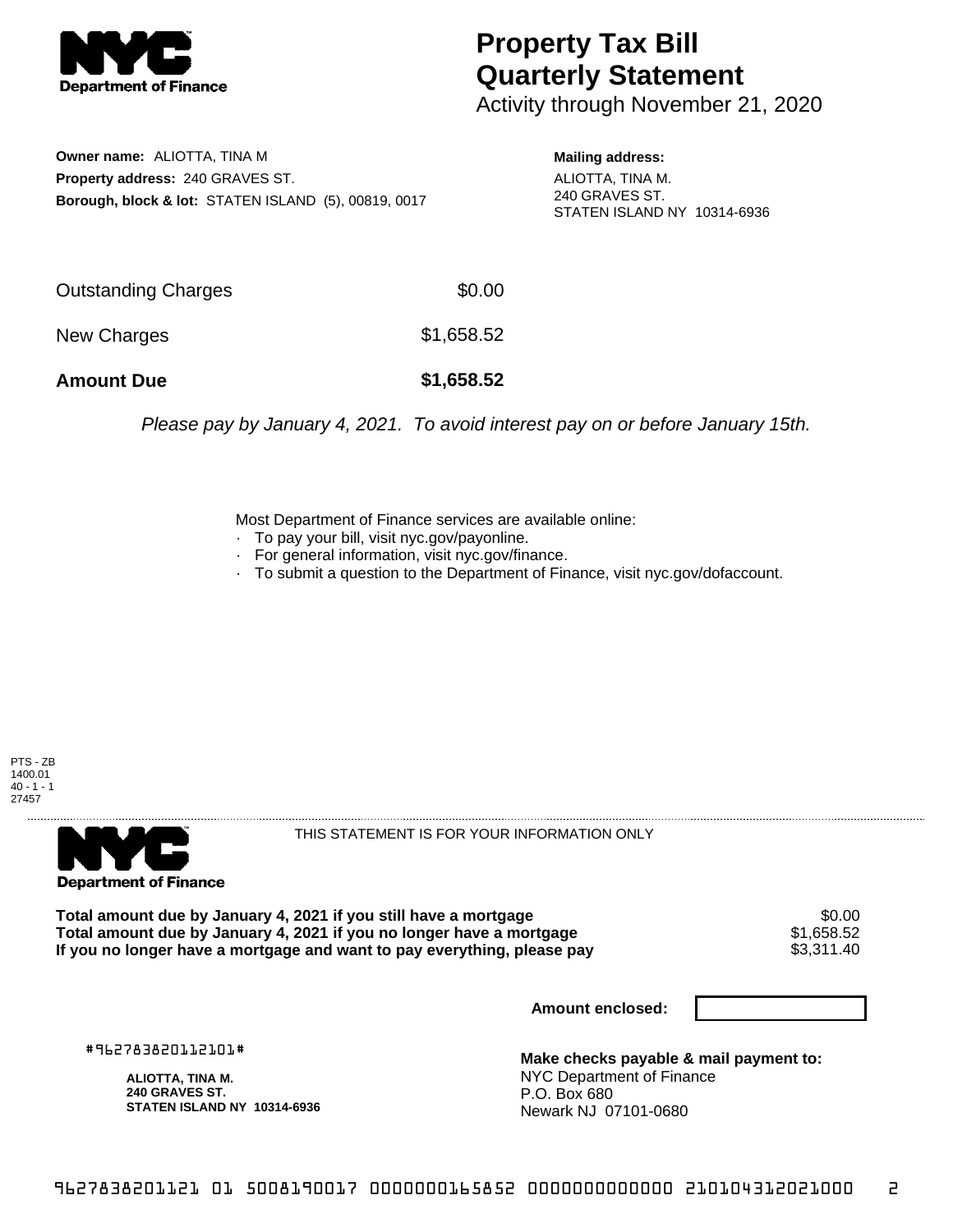# Property Tax Bill Quarterly Statement

Activity through November 21, 2020

**Owner name:** ALIOTTA, TINA M
**Property address:** 240 GRAVES ST.
**Borough, block & lot:** STATEN ISLAND (5), 00819, 0017

**Mailing address:**
ALIOTTA, TINA M.
240 GRAVES ST.
STATEN ISLAND NY 10314-6936

| | |
|---|---|
| Outstanding Charges | $0.00 |
| New Charges | $1,658.52 |
| **Amount Due** | **$1,658.52** |

*Please pay by January 4, 2021. To avoid interest pay on or before January 15th.*

Most Department of Finance services are available online:
- To pay your bill, visit nyc.gov/payonline.
- For general information, visit nyc.gov/finance.
- To submit a question to the Department of Finance, visit nyc.gov/dofaccount.

PTS - ZB
1400.01
40 - 1 - 1
27457

THIS STATEMENT IS FOR YOUR INFORMATION ONLY

| | |
|---|---|
| **Total amount due by January 4, 2021 if you still have a mortgage** | $0.00 |
| **Total amount due by January 4, 2021 if you no longer have a mortgage** | $1,658.52 |
| **If you no longer have a mortgage and want to pay everything, please pay** | $3,311.40 |

**Amount enclosed:**

#962783820112101#

**ALIOTTA, TINA M.**
**240 GRAVES ST.**
**STATEN ISLAND NY 10314-6936**

**Make checks payable & mail payment to:**
NYC Department of Finance
P.O. Box 680
Newark NJ 07101-0680

9627838201121 01 5008190017 0000000165852 0000000000000 210104312021000 2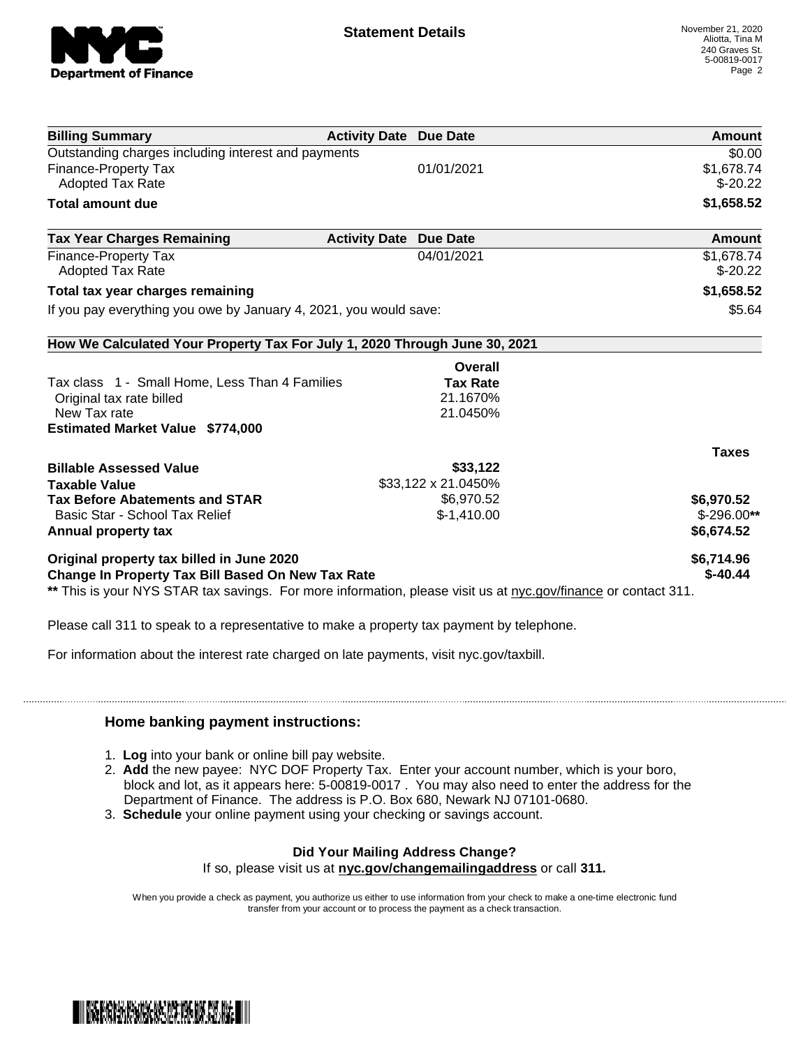# Statement Details

November 21, 2020
Aliotta, Tina M
240 Graves St.
5-00819-0017

| Billing Summary | Activity Date | Due Date | Amount |
| --- | --- | --- | --- |
| Outstanding charges including interest and payments | | | $0.00 |
| Finance-Property Tax | | 01/01/2021 | $1,678.74 |
| Adopted Tax Rate | | | $-20.22 |
| **Total amount due** | | | **$1,658.52** |

| Tax Year Charges Remaining | Activity Date | Due Date | Amount |
| --- | --- | --- | --- |
| Finance-Property Tax | | 04/01/2021 | $1,678.74 |
| Adopted Tax Rate | | | $-20.22 |
| **Total tax year charges remaining** | | | **$1,658.52** |
| If you pay everything you owe by January 4, 2021, you would save: | | | $5.64 |

**How We Calculated Your Property Tax For July 1, 2020 Through June 30, 2021**

| | Overall Tax Rate | Taxes |
| --- | --- | --- |
| Tax class 1 - Small Home, Less Than 4 Families | | |
| Original tax rate billed | 21.1670% | |
| New Tax rate | 21.0450% | |
| **Estimated Market Value $774,000** | | |
| **Billable Assessed Value** | **$33,122** | |
| **Taxable Value** | $33,122 x 21.0450% | |
| **Tax Before Abatements and STAR** | $6,970.52 | **$6,970.52** |
| Basic Star - School Tax Relief | $-1,410.00 | $-296.00** |
| **Annual property tax** | | **$6,674.52** |
| **Original property tax billed in June 2020** | | **$6,714.96** |
| **Change In Property Tax Bill Based On New Tax Rate** | | **$-40.44** |

** This is your NYS STAR tax savings. For more information, please visit us at nyc.gov/finance or contact 311.

Please call 311 to speak to a representative to make a property tax payment by telephone.

For information about the interest rate charged on late payments, visit nyc.gov/taxbill.

## Home banking payment instructions:

1. **Log** into your bank or online bill pay website.
2. **Add** the new payee: NYC DOF Property Tax. Enter your account number, which is your boro, block and lot, as it appears here: 5-00819-0017 . You may also need to enter the address for the Department of Finance. The address is P.O. Box 680, Newark NJ 07101-0680.
3. **Schedule** your online payment using your checking or savings account.

**Did Your Mailing Address Change?**

If so, please visit us at **nyc.gov/changemailingaddress** or call **311.**

When you provide a check as payment, you authorize us either to use information from your check to make a one-time electronic fund transfer from your account or to process the payment as a check transaction.